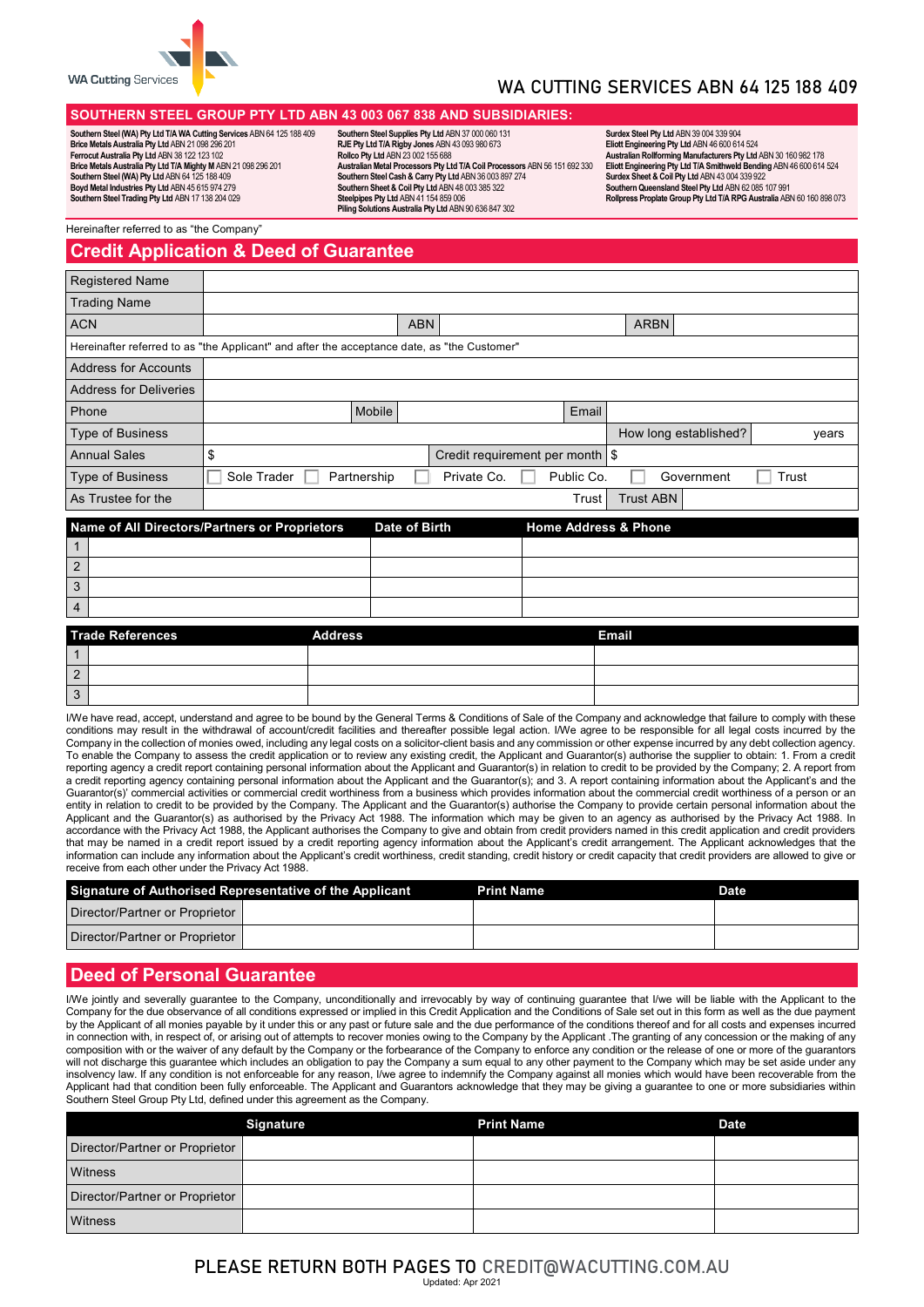WA Cutting Services

# WA CUTTING SERVICES ABN 64 125 188 409

## SOUTHERN STEEL GROUP PTY LTD ABN 43 003 067 838 AND SUBSIDIARIES:

**Southern Steel (WA) Pty Ltd T/A WA Cutting Services** ABN 64 125 188 409
**Brice Metals Australia Pty Ltd** ABN 21 098 296 201
**Ferrocut Australia Pty Ltd** ABN 38 122 123 102
**Brice Metals Australia Pty Ltd T/A Mighty M** ABN 21 098 296 201
**Southern Steel (WA) Pty Ltd** ABN 64 125 188 409
**Boyd Metal Industries Pty Ltd** ABN 45 615 974 279
**Southern Steel Trading Pty Ltd** ABN 17 138 204 029
**Southern Steel Supplies Pty Ltd** ABN 37 000 060 131
**RJE Pty Ltd T/A Rigby Jones** ABN 43 093 980 673
**Rollco Pty Ltd** ABN 23 002 155 688
**Australian Metal Processors Pty Ltd T/A Coil Processors** ABN 56 151 692 330
**Southern Steel Cash & Carry Pty Ltd** ABN 36 003 897 274
**Southern Sheet & Coil Pty Ltd** ABN 48 003 385 322
**Steelpipes Pty Ltd** ABN 41 154 859 006
**Piling Solutions Australia Pty Ltd** ABN 90 636 847 302
**Surdex Steel Pty Ltd** ABN 39 004 339 904
**Eliott Engineering Pty Ltd** ABN 46 600 614 524
**Australian Rollforming Manufacturers Pty Ltd** ABN 30 160 982 178
**Eliott Engineering Pty Ltd T/A Smithweld Bending** ABN 46 600 614 524
**Surdex Sheet & Coil Pty Ltd** ABN 43 004 339 922
**Southern Queensland Steel Pty Ltd** ABN 62 085 107 991
**Rollpress Proplate Group Pty Ltd T/A RPG Australia** ABN 60 160 898 073

Hereinafter referred to as "the Company"

## Credit Application & Deed of Guarantee

| Registered Name | | | | | |
|---|---|---|---|---|---|
| Trading Name | | | | | |
| ACN | | ABN | | ARBN | |

Hereinafter referred to as "the Applicant" and after the acceptance date, as "the Customer"

| Address for Accounts | | | | | |
|---|---|---|---|---|---|
| Address for Deliveries | | | | | |
| Phone | | Mobile | | Email | |
| Type of Business | | | | How long established? | years |
| Annual Sales | $ | Credit requirement per month | $ | | |
| Type of Business | ☐ Sole Trader ☐ Partnership ☐ Private Co. ☐ Public Co. ☐ Government ☐ Trust | | | | |
| As Trustee for the | | Trust | | Trust ABN | |

| | Name of All Directors/Partners or Proprietors | Date of Birth | Home Address & Phone |
|---|---|---|---|
| 1 | | | |
| 2 | | | |
| 3 | | | |
| 4 | | | |

| | Trade References | Address | Email |
|---|---|---|---|
| 1 | | | |
| 2 | | | |
| 3 | | | |

I/We have read, accept, understand and agree to be bound by the General Terms & Conditions of Sale of the Company and acknowledge that failure to comply with these conditions may result in the withdrawal of account/credit facilities and thereafter possible legal action. I/We agree to be responsible for all legal costs incurred by the Company in the collection of monies owed, including any legal costs on a solicitor-client basis and any commission or other expense incurred by any debt collection agency. To enable the Company to assess the credit application or to review any existing credit, the Applicant and Guarantor(s) authorise the supplier to obtain: 1. From a credit reporting agency a credit report containing personal information about the Applicant and Guarantor(s) in relation to credit to be provided by the Company; 2. A report from a credit reporting agency containing personal information about the Applicant and the Guarantor(s); and 3. A report containing information about the Applicant's and the Guarantor(s)' commercial activities or commercial credit worthiness from a business which provides information about the commercial credit worthiness of a person or an entity in relation to credit to be provided by the Company. The Applicant and the Guarantor(s) authorise the Company to provide certain personal information about the Applicant and the Guarantor(s) as authorised by the Privacy Act 1988. The information which may be given to an agency as authorised by the Privacy Act 1988. In accordance with the Privacy Act 1988, the Applicant authorises the Company to give and obtain from credit providers named in this credit application and credit providers that may be named in a credit report issued by a credit reporting agency information about the Applicant's credit arrangement. The Applicant acknowledges that the information can include any information about the Applicant's credit worthiness, credit standing, credit history or credit capacity that credit providers are allowed to give or receive from each other under the Privacy Act 1988.

| Signature of Authorised Representative of the Applicant | | Print Name | Date |
|---|---|---|---|
| Director/Partner or Proprietor | | | |
| Director/Partner or Proprietor | | | |

## Deed of Personal Guarantee

I/We jointly and severally guarantee to the Company, unconditionally and irrevocably by way of continuing guarantee that I/we will be liable with the Applicant to the Company for the due observance of all conditions expressed or implied in this Credit Application and the Conditions of Sale set out in this form as well as the due payment by the Applicant of all monies payable by it under this or any past or future sale and the due performance of the conditions thereof and for all costs and expenses incurred in connection with, in respect of, or arising out of attempts to recover monies owing to the Company by the Applicant .The granting of any concession or the making of any composition with or the waiver of any default by the Company or the forbearance of the Company to enforce any condition or the release of one or more of the guarantors will not discharge this guarantee which includes an obligation to pay the Company a sum equal to any other payment to the Company which may be set aside under any insolvency law. If any condition is not enforceable for any reason, I/we agree to indemnify the Company against all monies which would have been recoverable from the Applicant had that condition been fully enforceable. The Applicant and Guarantors acknowledge that they may be giving a guarantee to one or more subsidiaries within Southern Steel Group Pty Ltd, defined under this agreement as the Company.

| | Signature | Print Name | Date |
|---|---|---|---|
| Director/Partner or Proprietor | | | |
| Witness | | | |
| Director/Partner or Proprietor | | | |
| Witness | | | |

PLEASE RETURN BOTH PAGES TO CREDIT@WACUTTING.COM.AU

Updated: Apr 2021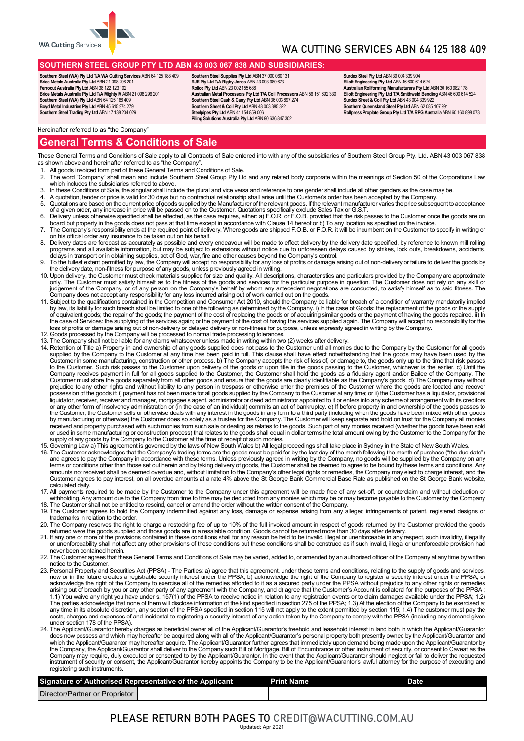WA Cutting Services

# WA CUTTING SERVICES ABN 64 125 188 409

## SOUTHERN STEEL GROUP PTY LTD ABN 43 003 067 838 AND SUBSIDIARIES:

Southern Steel (WA) Pty Ltd T/A WA Cutting Services ABN 64 125 188 409
Brice Metals Australia Pty Ltd ABN 21 098 296 201
Ferrocut Australia Pty Ltd ABN 38 122 123 102
Brice Metals Australia Pty Ltd T/A Mighty M ABN 21 098 296 201
Southern Steel (WA) Pty Ltd ABN 64 125 188 409
Boyd Metal Industries Pty Ltd ABN 45 615 974 279
Southern Steel Trading Pty Ltd ABN 17 138 204 029
Southern Steel Supplies Pty Ltd ABN 37 000 060 131
RJE Pty Ltd T/A Rigby Jones ABN 43 093 980 673
Rollco Pty Ltd ABN 23 002 155 688
Australian Metal Processors Pty Ltd T/A Coil Processors ABN 56 151 692 330
Southern Steel Cash & Carry Pty Ltd ABN 36 003 897 274
Southern Sheet & Coil Pty Ltd ABN 48 003 385 322
Steelpipes Pty Ltd ABN 41 154 859 006
Piling Solutions Australia Pty Ltd ABN 90 636 847 302
Surdex Steel Pty Ltd ABN 39 004 339 904
Eliott Engineering Pty Ltd ABN 46 600 614 524
Australian Rollforming Manufacturers Pty Ltd ABN 30 160 982 178
Eliott Engineering Pty Ltd T/A Smithweld Bending ABN 46 600 614 524
Surdex Sheet & Coil Pty Ltd ABN 43 004 339 922
Southern Queensland Steel Pty Ltd ABN 62 085 107 991
Rollpress Proplate Group Pty Ltd T/A RPG Australia ABN 60 160 898 073

Hereinafter referred to as "the Company"

## General Terms & Conditions of Sale

These General Terms and Conditions of Sale apply to all Contracts of Sale entered into with any of the subsidiaries of Southern Steel Group Pty. Ltd. ABN 43 003 067 838 as shown above and hereinafter referred to as "the Company".

1. All goods invoiced form part of these General Terms and Conditions of Sale.
2. The word "Company" shall mean and include Southern Steel Group Pty Ltd and any related body corporate within the meanings of Section 50 of the Corporations Law which includes the subsidiaries referred to above.
3. In these Conditions of Sale, the singular shall include the plural and vice versa and reference to one gender shall include all other genders as the case may be.
4. A quotation, tender or price is valid for 30 days but no contractual relationship shall arise until the Customer's order has been accepted by the Company.
5. Quotations are based on the current price of goods supplied by the Manufacturer of the relevant goods. If the relevant manufacturer varies the price subsequent to acceptance of a given order, any increase in price will be passed on to the Customer. Quotations specifically exclude Sales Tax or G.S.T.
6. Delivery unless otherwise specified shall be effected, as the case requires, either: a) F.O.R. or F.O.B. provided that the risk passes to the Customer once the goods are on board but property in the goods does not pass at that time except in accordance with Clause 14 hereof or b) To any location as specified on the invoice.
7. The Company's responsibility ends at the required point of delivery. Where goods are shipped F.O.B. or F.O.R. it will be incumbent on the Customer to specify in writing or on his official order any insurance to be taken out on his behalf.
8. Delivery dates are forecast as accurately as possible and every endeavour will be made to effect delivery by the delivery date specified, by reference to known mill rolling programs and all available information, but may be subject to extensions without notice due to unforeseen delays caused by strikes, lock outs, breakdowns, accidents, delays in transport or in obtaining supplies, act of God, war, fire and other causes beyond the Company's control.
9. To the fullest extent permitted by law, the Company will accept no responsibility for any loss of profits or damage arising out of non-delivery or failure to deliver the goods by the delivery date, non-fitness for purpose of any goods, unless previously agreed in writing.
10. Upon delivery, the Customer must check materials supplied for size and quality. All descriptions, characteristics and particulars provided by the Company are approximate only. The Customer must satisfy himself as to the fitness of the goods and services for the particular purpose in question. The Customer does not rely on any skill or judgement of the Company, or of any person on the Company's behalf by whom any antecedent negotiations are conducted, to satisfy himself as to said fitness. The Company does not accept any responsibility for any loss incurred arising out of work carried out on the goods.
11. Subject to the qualifications contained in the Competition and Consumer Act 2010, should the Company be liable for breach of a condition of warranty mandatorily implied by law, its liability for such breach shall be limited to one of the following as determined by the Company. i) In the case of Goods: the replacement of the goods or the supply of equivalent goods; the repair of the goods; the payment of the cost of replacing the goods or of acquiring similar goods or the payment of having the goods repaired. ii) In the case of Services: the supplying of the services again; or the payment of the cost of having the services supplied again. The Company will accept no responsibility for the loss of profits or damage arising out of non-delivery or delayed delivery or non-fitness for purpose, unless expressly agreed in writing by the Company.
12. Goods processed by the Company will be processed to normal trade processing tolerances.
13. The Company shall not be liable for any claims whatsoever unless made in writing within two (2) weeks after delivery.
14. Retention of Title a) Property in and ownership of any goods supplied does not pass to the Customer until all monies due to the Company by the Customer for all goods supplied by the Company to the Customer at any time has been paid in full. This clause shall have effect notwithstanding that the goods may have been used by the Customer in some manufacturing, construction or other process. b) The Company accepts the risk of loss of, or damage to, the goods only up to the time that risk passes to the Customer. Such risk passes to the Customer upon delivery of the goods or upon title in the goods passing to the Customer, whichever is the earlier. c) Until the Company receives payment in full for all goods supplied to the Customer, the Customer shall hold the goods as a fiduciary agent and/or Bailee of the Company. The Customer must store the goods separately from all other goods and ensure that the goods are clearly identifiable as the Company's goods. d) The Company may without prejudice to any other rights and without liability to any person in trespass or otherwise enter the premises of the Customer where the goods are located and recover possession of the goods if: i) payment has not been made for all goods supplied by the Company to the Customer at any time; or ii) the Customer has a liquidator, provisional liquidator, receiver, receiver and manager, mortgagee's agent, administrator or deed administrator appointed to it or enters into any scheme of arrangement with its creditors or any other form of insolvency administration or (in the case of an individual) commits an act of bankruptcy. e) If before property in and ownership of the goods passes to the Customer, the Customer sells or otherwise deals with any interest in the goods in any form to a third party (including when the goods have been mixed with other goods by manufacturing or otherwise) the Customer does so solely as a trustee for the Company. The Customer will keep separate and hold on trust for the Company all monies received and property purchased with such monies from such sale or dealing as relates to the goods. Such part of any monies received (whether the goods have been sold or used in some manufacturing or construction process) that relates to the goods shall equal in dollar terms the total amount owing by the Customer to the Company for the supply of any goods by the Company to the Customer at the time of receipt of such monies.
15. Governing Law a) This agreement is governed by the laws of New South Wales b) All legal proceedings shall take place in Sydney in the State of New South Wales.
16. The Customer acknowledges that the Company's trading terms are the goods must be paid for by the last day of the month following the month of purchase ("the due date") and agrees to pay the Company in accordance with these terms. Unless previously agreed in writing by the Company, no goods will be supplied by the Company on any terms or conditions other than those set out herein and by taking delivery of goods, the Customer shall be deemed to agree to be bound by these terms and conditions. Any amounts not received shall be deemed overdue and, without limitation to the Company's other legal rights or remedies, the Company may elect to charge interest, and the Customer agrees to pay interest, on all overdue amounts at a rate 4% above the St George Bank Commercial Base Rate as published on the St George Bank website, calculated daily.
17. All payments required to be made by the Customer to the Company under this agreement will be made free of any set-off, or counterclaim and without deduction or withholding. Any amount due to the Company from time to time may be deducted from any monies which may be or may become payable to the Customer by the Company
18. The Customer shall not be entitled to rescind, cancel or amend the order without the written consent of the Company.
19. The Customer agrees to hold the Company indemnified against any loss, damage or expense arising from any alleged infringements of patent, registered designs or trademarks in relation to the order.
20. The Company reserves the right to charge a restocking fee of up to 10% of the full invoiced amount in respect of goods returned by the Customer provided the goods returned were the goods supplied and those goods are in a resalable condition. Goods cannot be returned more than 30 days after delivery.
21. If any one or more of the provisions contained in these conditions shall for any reason be held to be invalid, illegal or unenforceable in any respect, such invalidity, illegality or unenforceability shall not affect any other provisions of these conditions but these conditions shall be construed as if such invalid, illegal or unenforceable provision had never been contained herein.
22. The Customer agrees that these General Terms and Conditions of Sale may be varied, added to, or amended by an authorised officer of the Company at any time by written notice to the Customer.
23. Personal Property and Securities Act (PPSA) - The Parties: a) agree that this agreement, under these terms and conditions, relating to the supply of goods and services, now or in the future creates a registrable security interest under the PPSA; b) acknowledge the right of the Company to register a security interest under the PPSA; c) acknowledge the right of the Company to exercise all of the remedies afforded to it as a secured party under the PPSA without prejudice to any other rights or remedies arising out of breach by you or any other party of any agreement with the Company, and d) agree that the Customer's Account is collateral for the purposes of the PPSA ; 1.1) You waive any right you have under s. 157(1) of the PPSA to receive notice in relation to any registration events or to claim damages available under the PPSA; 1.2) The parties acknowledge that none of them will disclose information of the kind specified in section 275 of the PPSA; 1.3) At the election of the Company to be exercised at any time in its absolute discretion, any section of the PPSA specified in section 115 will not apply to the extent permitted by section 115; 1.4) The customer must pay the costs, charges and expenses of and incidental to registering a security interest of any action taken by the Company to comply with the PPSA (including any demand given under section 178 of the PPSA).
24. The Applicant/Guarantor hereby charges as beneficial owner all of the Applicant/Guarantor's freehold and leasehold interest in land both in which the Applicant/Guarantor does now possess and which may hereafter be acquired along with all of the Applicant/Guarantor's personal property both presently owned by the Applicant/Guarantor and which the Applicant/Guarantor may hereafter acquire. The Applicant/Guarantor further agrees that immediately upon demand being made upon the Applicant/Guarantor by the Company, the Applicant/Guarantor shall deliver to the Company such Bill of Mortgage, Bill of Encumbrance or other instrument of security, or consent to Caveat as the Company may require, duly executed or consented to by the Applicant/Guarantor. In the event that the Applicant/Guarantor should neglect or fail to deliver the requested instrument of security or consent, the Applicant/Guarantor hereby appoints the Company to be the Applicant/Guarantor's lawful attorney for the purpose of executing and registering such instruments.

| Signature of Authorised Representative of the Applicant | | Print Name | Date |
|---|---|---|---|
| Director/Partner or Proprietor | | | |

PLEASE RETURN BOTH PAGES TO CREDIT@WACUTTING.COM.AU

Updated: Apr 2021